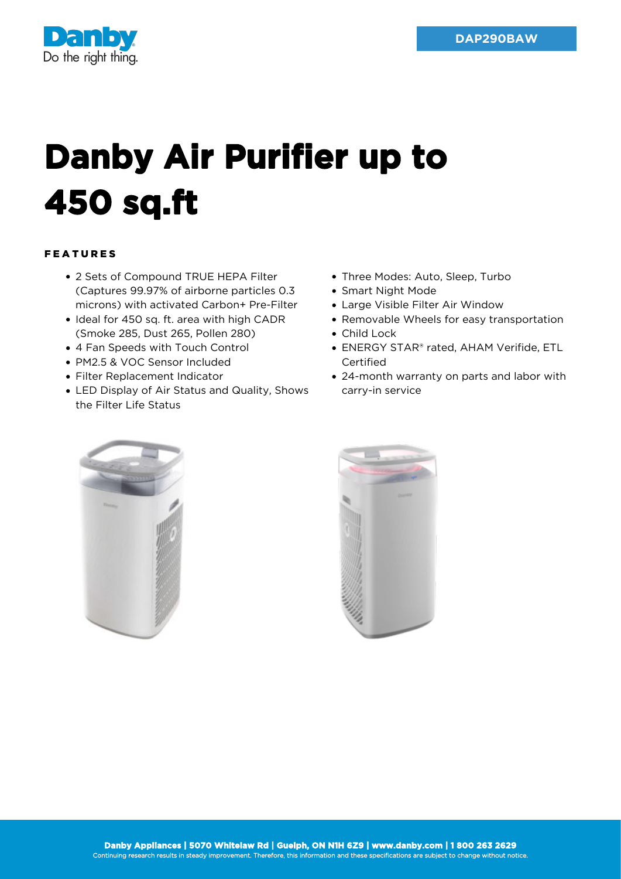Danby
Do the right thing.

DAP290BAW

# Danby Air Purifier up to 450 sq.ft

## FEATURES

- 2 Sets of Compound TRUE HEPA Filter (Captures 99.97% of airborne particles 0.3 microns) with activated Carbon+ Pre-Filter
- Ideal for 450 sq. ft. area with high CADR (Smoke 285, Dust 265, Pollen 280)
- 4 Fan Speeds with Touch Control
- PM2.5 & VOC Sensor Included
- Filter Replacement Indicator
- LED Display of Air Status and Quality, Shows the Filter Life Status
- Three Modes: Auto, Sleep, Turbo
- Smart Night Mode
- Large Visible Filter Air Window
- Removable Wheels for easy transportation
- Child Lock
- ENERGY STAR® rated, AHAM Verifide, ETL Certified
- 24-month warranty on parts and labor with carry-in service

**Danby Appliances | 5070 Whitelaw Rd | Guelph, ON N1H 6Z9 | www.danby.com | 1 800 263 2629**
Continuing research results in steady improvement. Therefore, this information and these specifications are subject to change without notice.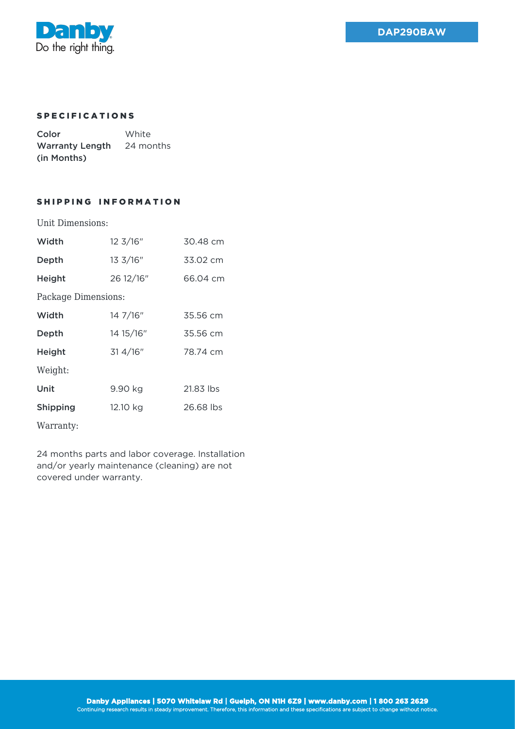DAP290BAW

## SPECIFICATIONS

| | |
|---|---|
| **Color** | White |
| **Warranty Length (in Months)** | 24 months |

## SHIPPING INFORMATION

Unit Dimensions:

| | | |
|---|---|---|
| **Width** | 12 3/16" | 30.48 cm |
| **Depth** | 13 3/16" | 33.02 cm |
| **Height** | 26 12/16" | 66.04 cm |

Package Dimensions:

| | | |
|---|---|---|
| **Width** | 14 7/16" | 35.56 cm |
| **Depth** | 14 15/16" | 35.56 cm |
| **Height** | 31 4/16" | 78.74 cm |

Weight:

| | | |
|---|---|---|
| **Unit** | 9.90 kg | 21.83 lbs |
| **Shipping** | 12.10 kg | 26.68 lbs |

Warranty:

24 months parts and labor coverage. Installation and/or yearly maintenance (cleaning) are not covered under warranty.

**Danby Appliances | 5070 Whitelaw Rd | Guelph, ON N1H 6Z9 | www.danby.com | 1 800 263 2629**
Continuing research results in steady improvement. Therefore, this information and these specifications are subject to change without notice.